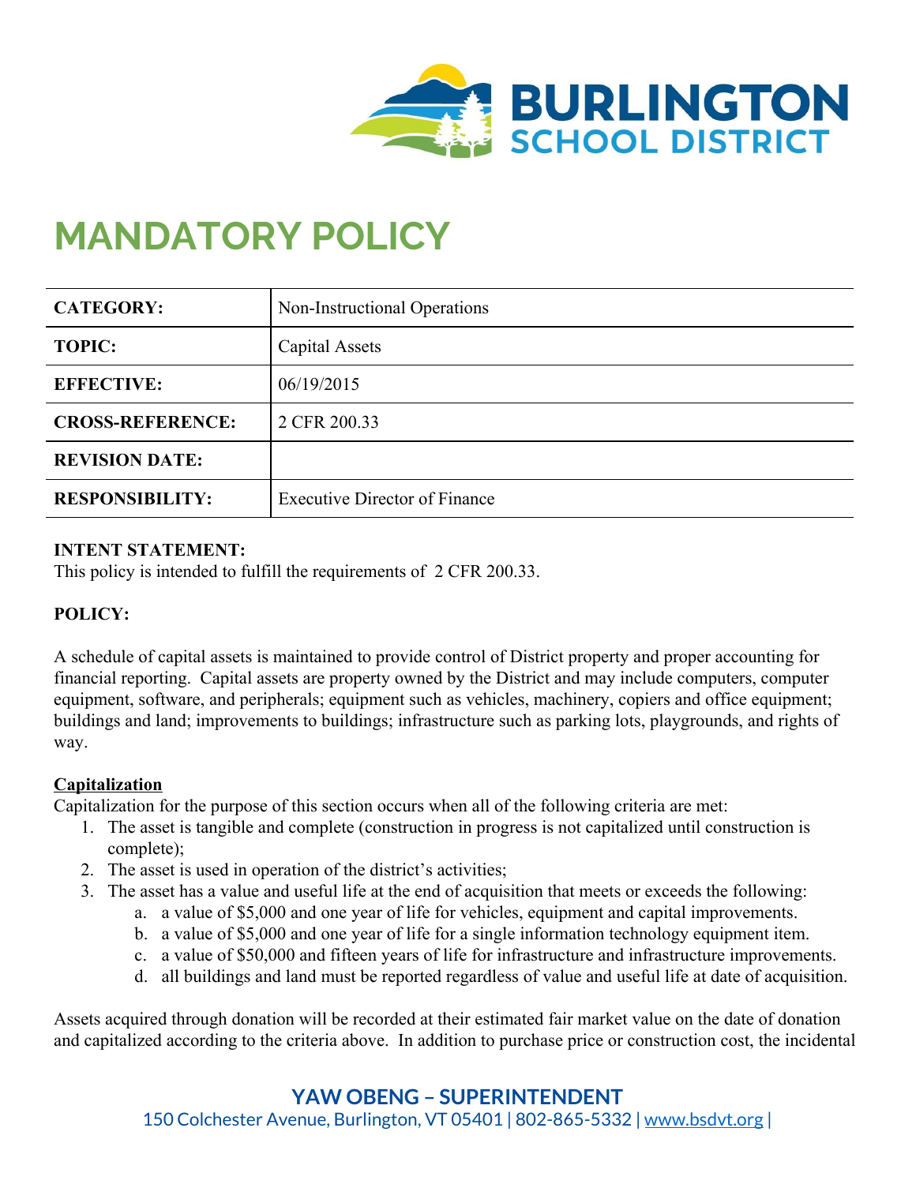# MANDATORY POLICY

| CATEGORY: | Non-Instructional Operations |
|---|---|
| TOPIC: | Capital Assets |
| EFFECTIVE: | 06/19/2015 |
| CROSS-REFERENCE: | 2 CFR 200.33 |
| REVISION DATE: | |
| RESPONSIBILITY: | Executive Director of Finance |

**INTENT STATEMENT:**
This policy is intended to fulfill the requirements of 2 CFR 200.33.

**POLICY:**

A schedule of capital assets is maintained to provide control of District property and proper accounting for financial reporting. Capital assets are property owned by the District and may include computers, computer equipment, software, and peripherals; equipment such as vehicles, machinery, copiers and office equipment; buildings and land; improvements to buildings; infrastructure such as parking lots, playgrounds, and rights of way.

**Capitalization**
Capitalization for the purpose of this section occurs when all of the following criteria are met:

1. The asset is tangible and complete (construction in progress is not capitalized until construction is complete);
2. The asset is used in operation of the district's activities;
3. The asset has a value and useful life at the end of acquisition that meets or exceeds the following:
   a. a value of $5,000 and one year of life for vehicles, equipment and capital improvements.
   b. a value of $5,000 and one year of life for a single information technology equipment item.
   c. a value of $50,000 and fifteen years of life for infrastructure and infrastructure improvements.
   d. all buildings and land must be reported regardless of value and useful life at date of acquisition.

Assets acquired through donation will be recorded at their estimated fair market value on the date of donation and capitalized according to the criteria above. In addition to purchase price or construction cost, the incidental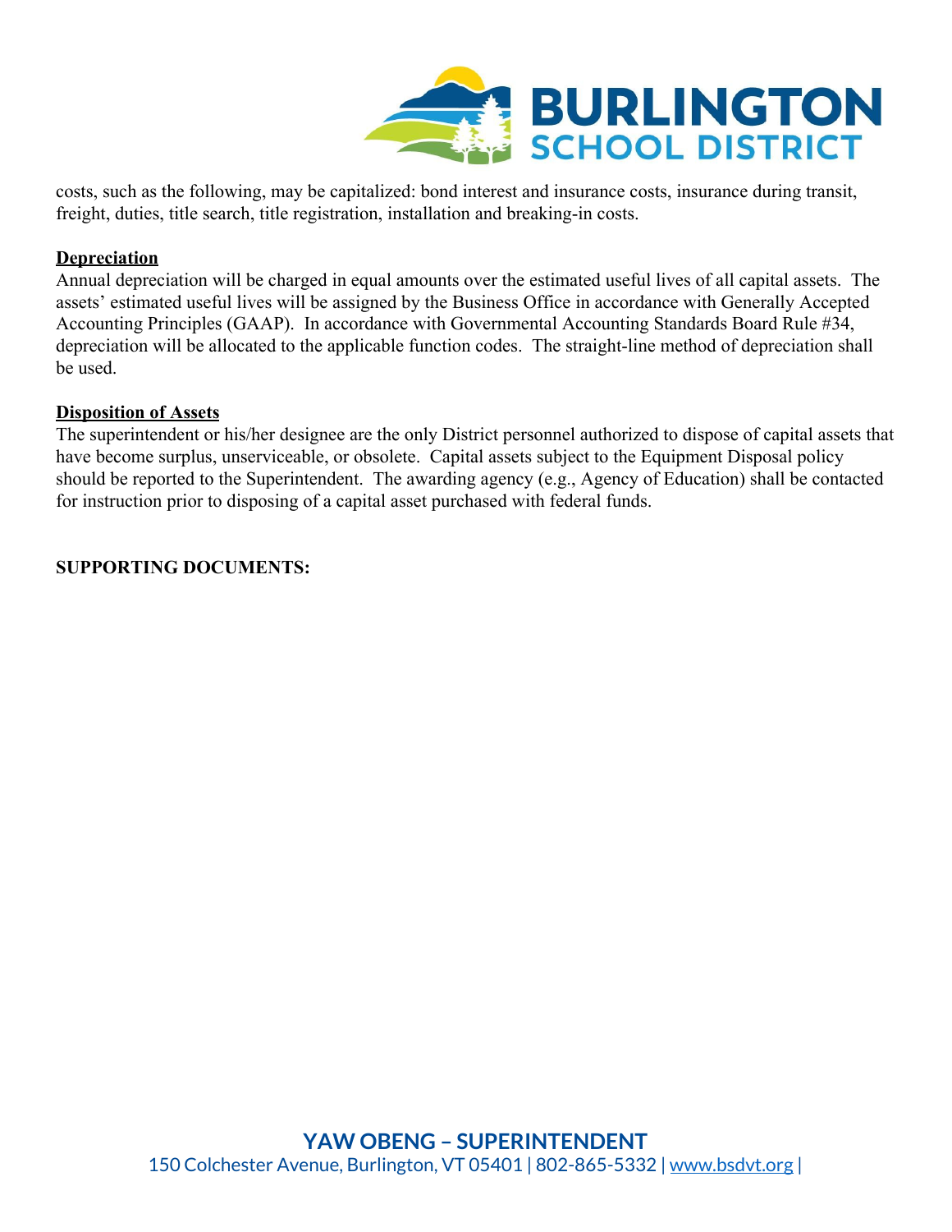costs, such as the following, may be capitalized: bond interest and insurance costs, insurance during transit, freight, duties, title search, title registration, installation and breaking-in costs.

**Depreciation**

Annual depreciation will be charged in equal amounts over the estimated useful lives of all capital assets. The assets' estimated useful lives will be assigned by the Business Office in accordance with Generally Accepted Accounting Principles (GAAP). In accordance with Governmental Accounting Standards Board Rule #34, depreciation will be allocated to the applicable function codes. The straight-line method of depreciation shall be used.

**Disposition of Assets**

The superintendent or his/her designee are the only District personnel authorized to dispose of capital assets that have become surplus, unserviceable, or obsolete. Capital assets subject to the Equipment Disposal policy should be reported to the Superintendent. The awarding agency (e.g., Agency of Education) shall be contacted for instruction prior to disposing of a capital asset purchased with federal funds.

**SUPPORTING DOCUMENTS:**